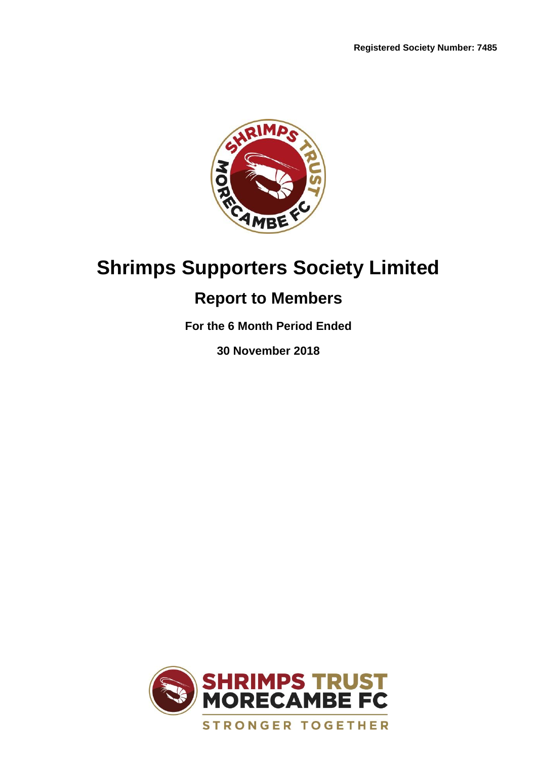**Registered Society Number: 7485**

# Shrimps Supporters Society Limited

## Report to Members

**For the 6 Month Period Ended**

**30 November 2018**

SHRIMPS TRUST
MORECAMBE FC

STRONGER TOGETHER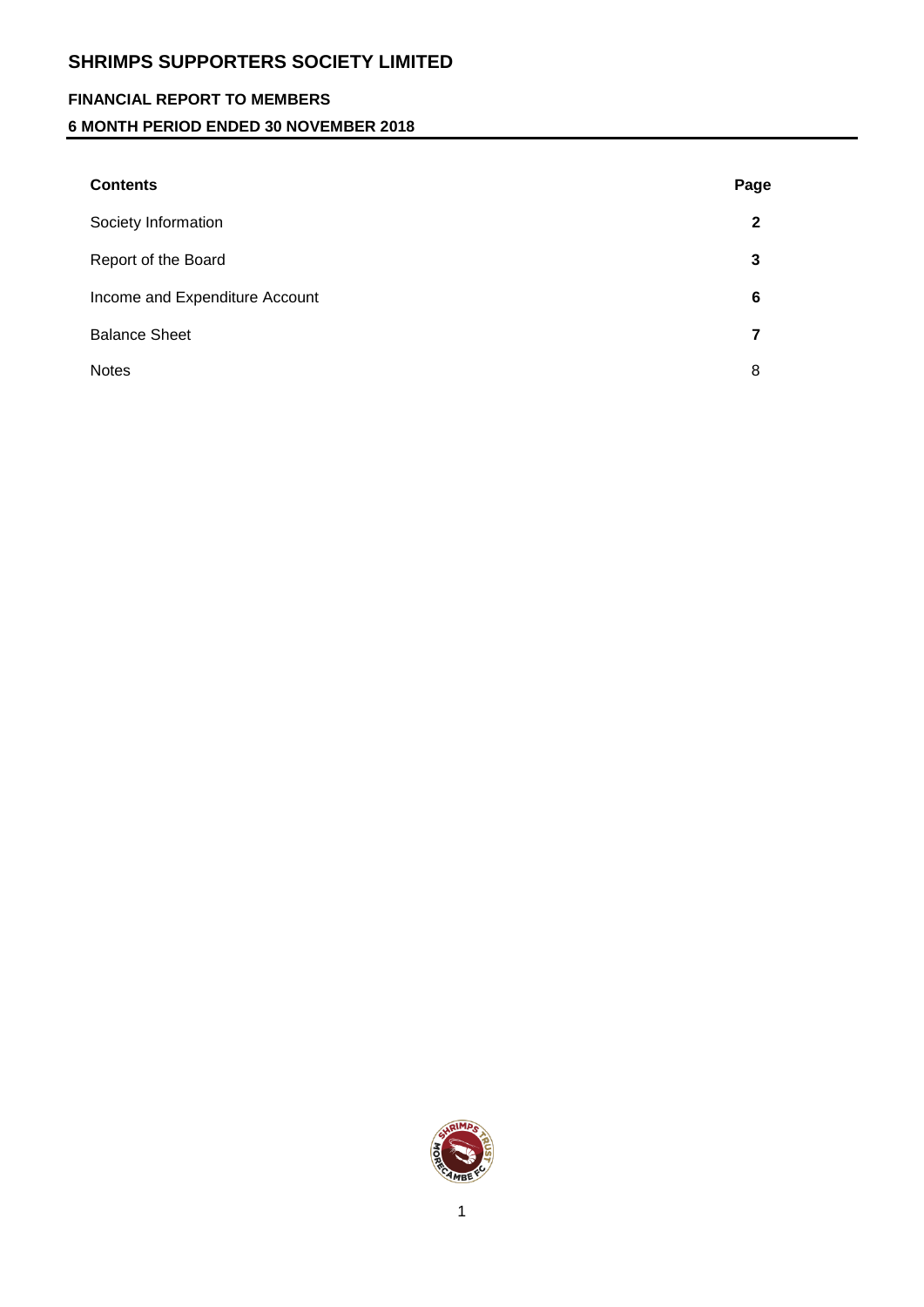# SHRIMPS SUPPORTERS SOCIETY LIMITED

## FINANCIAL REPORT TO MEMBERS

### 6 MONTH PERIOD ENDED 30 NOVEMBER 2018

| Contents | Page |
| --- | --- |
| Society Information | 2 |
| Report of the Board | 3 |
| Income and Expenditure Account | 6 |
| Balance Sheet | 7 |
| Notes | 8 |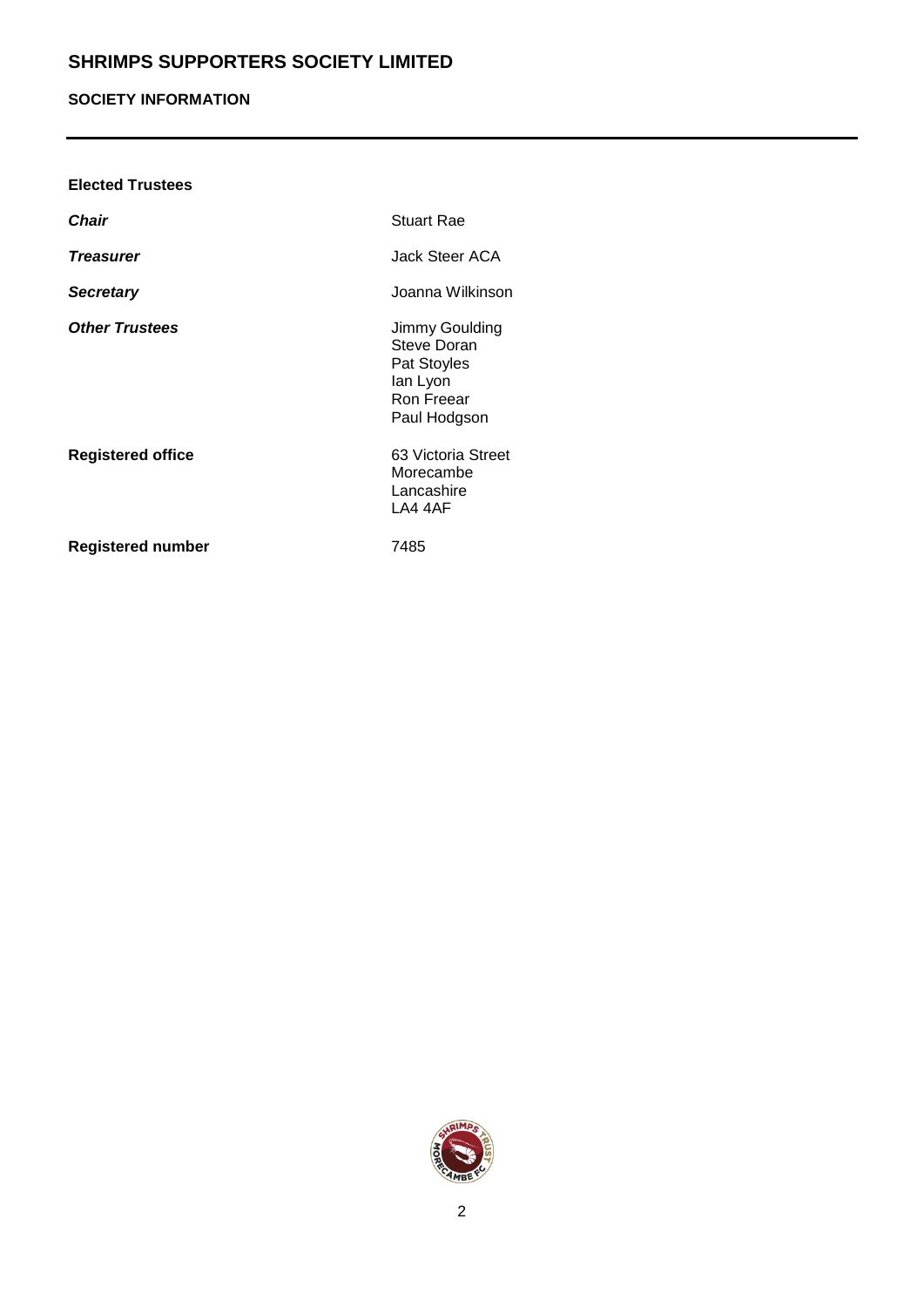# SHRIMPS SUPPORTERS SOCIETY LIMITED

## SOCIETY INFORMATION

**Elected Trustees**

| | |
|---|---|
| ***Chair*** | Stuart Rae |
| ***Treasurer*** | Jack Steer ACA |
| ***Secretary*** | Joanna Wilkinson |
| ***Other Trustees*** | Jimmy Goulding<br>Steve Doran<br>Pat Stoyles<br>Ian Lyon<br>Ron Freear<br>Paul Hodgson |
| **Registered office** | 63 Victoria Street<br>Morecambe<br>Lancashire<br>LA4 4AF |
| **Registered number** | 7485 |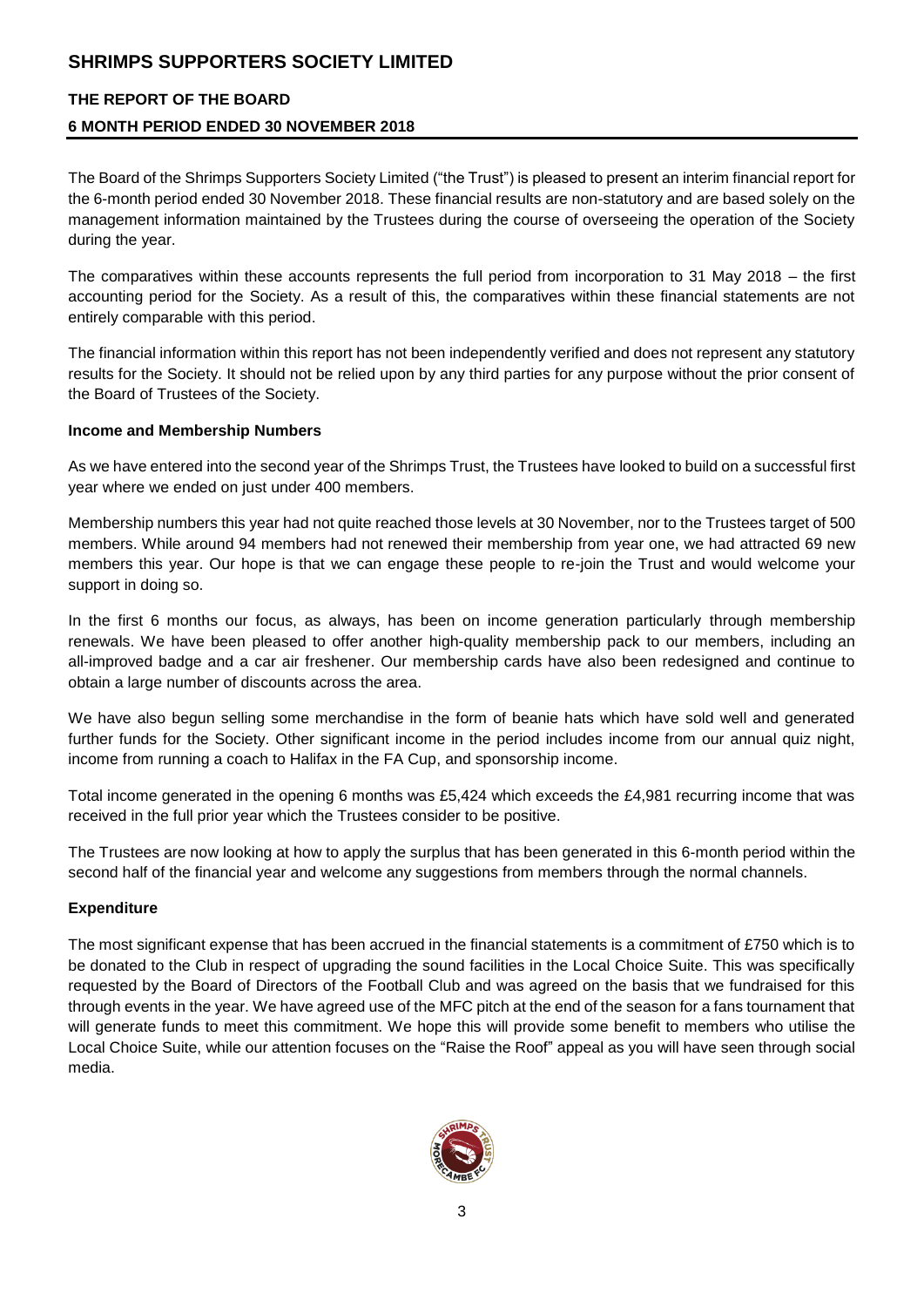# SHRIMPS SUPPORTERS SOCIETY LIMITED

## THE REPORT OF THE BOARD

## 6 MONTH PERIOD ENDED 30 NOVEMBER 2018

The Board of the Shrimps Supporters Society Limited ("the Trust") is pleased to present an interim financial report for the 6-month period ended 30 November 2018. These financial results are non-statutory and are based solely on the management information maintained by the Trustees during the course of overseeing the operation of the Society during the year.

The comparatives within these accounts represents the full period from incorporation to 31 May 2018 – the first accounting period for the Society. As a result of this, the comparatives within these financial statements are not entirely comparable with this period.

The financial information within this report has not been independently verified and does not represent any statutory results for the Society. It should not be relied upon by any third parties for any purpose without the prior consent of the Board of Trustees of the Society.

**Income and Membership Numbers**

As we have entered into the second year of the Shrimps Trust, the Trustees have looked to build on a successful first year where we ended on just under 400 members.

Membership numbers this year had not quite reached those levels at 30 November, nor to the Trustees target of 500 members. While around 94 members had not renewed their membership from year one, we had attracted 69 new members this year. Our hope is that we can engage these people to re-join the Trust and would welcome your support in doing so.

In the first 6 months our focus, as always, has been on income generation particularly through membership renewals. We have been pleased to offer another high-quality membership pack to our members, including an all-improved badge and a car air freshener. Our membership cards have also been redesigned and continue to obtain a large number of discounts across the area.

We have also begun selling some merchandise in the form of beanie hats which have sold well and generated further funds for the Society. Other significant income in the period includes income from our annual quiz night, income from running a coach to Halifax in the FA Cup, and sponsorship income.

Total income generated in the opening 6 months was £5,424 which exceeds the £4,981 recurring income that was received in the full prior year which the Trustees consider to be positive.

The Trustees are now looking at how to apply the surplus that has been generated in this 6-month period within the second half of the financial year and welcome any suggestions from members through the normal channels.

**Expenditure**

The most significant expense that has been accrued in the financial statements is a commitment of £750 which is to be donated to the Club in respect of upgrading the sound facilities in the Local Choice Suite. This was specifically requested by the Board of Directors of the Football Club and was agreed on the basis that we fundraised for this through events in the year. We have agreed use of the MFC pitch at the end of the season for a fans tournament that will generate funds to meet this commitment. We hope this will provide some benefit to members who utilise the Local Choice Suite, while our attention focuses on the "Raise the Roof" appeal as you will have seen through social media.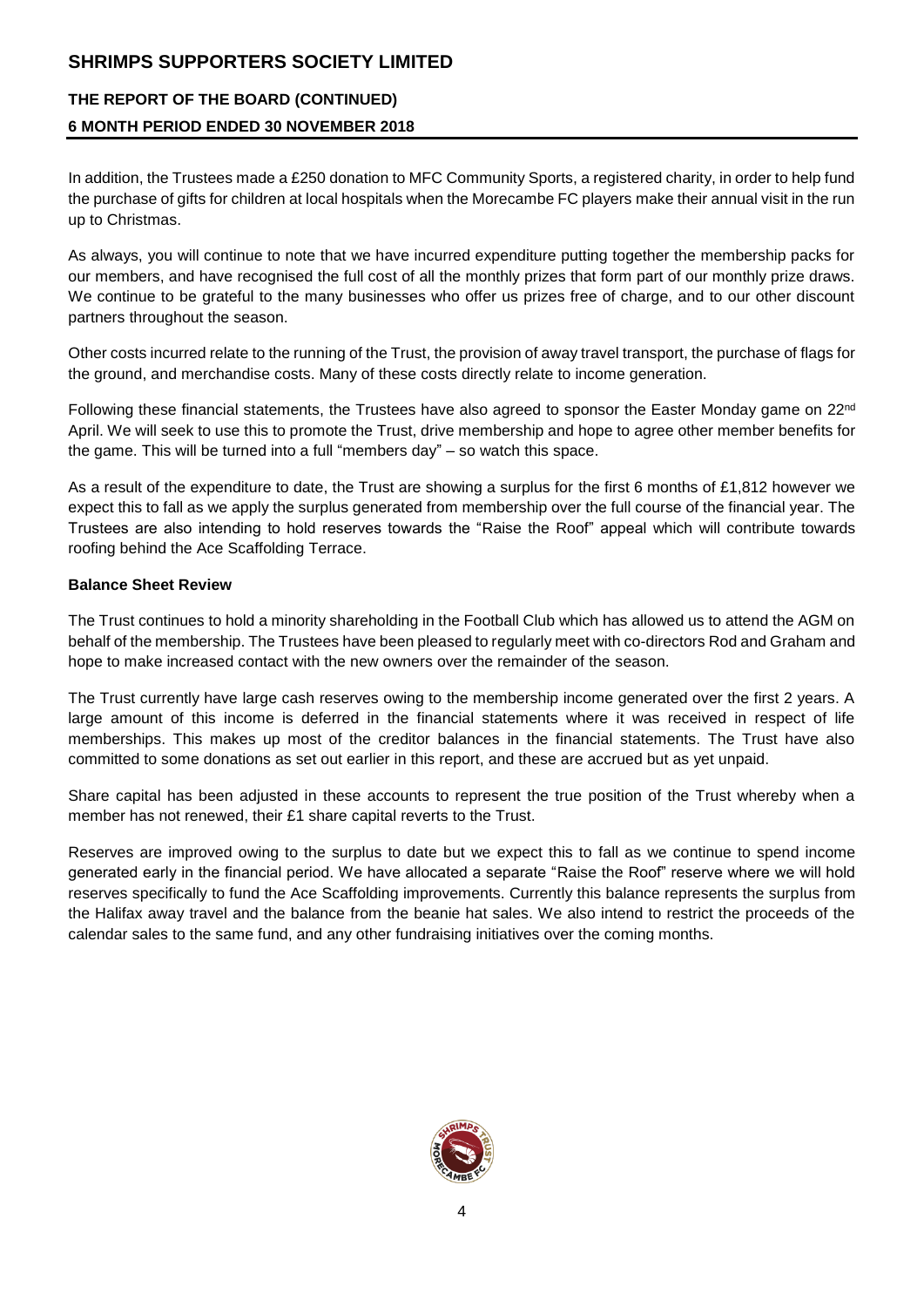In addition, the Trustees made a £250 donation to MFC Community Sports, a registered charity, in order to help fund the purchase of gifts for children at local hospitals when the Morecambe FC players make their annual visit in the run up to Christmas.

As always, you will continue to note that we have incurred expenditure putting together the membership packs for our members, and have recognised the full cost of all the monthly prizes that form part of our monthly prize draws. We continue to be grateful to the many businesses who offer us prizes free of charge, and to our other discount partners throughout the season.

Other costs incurred relate to the running of the Trust, the provision of away travel transport, the purchase of flags for the ground, and merchandise costs. Many of these costs directly relate to income generation.

Following these financial statements, the Trustees have also agreed to sponsor the Easter Monday game on 22nd April. We will seek to use this to promote the Trust, drive membership and hope to agree other member benefits for the game. This will be turned into a full "members day" – so watch this space.

As a result of the expenditure to date, the Trust are showing a surplus for the first 6 months of £1,812 however we expect this to fall as we apply the surplus generated from membership over the full course of the financial year. The Trustees are also intending to hold reserves towards the "Raise the Roof" appeal which will contribute towards roofing behind the Ace Scaffolding Terrace.

**Balance Sheet Review**

The Trust continues to hold a minority shareholding in the Football Club which has allowed us to attend the AGM on behalf of the membership. The Trustees have been pleased to regularly meet with co-directors Rod and Graham and hope to make increased contact with the new owners over the remainder of the season.

The Trust currently have large cash reserves owing to the membership income generated over the first 2 years. A large amount of this income is deferred in the financial statements where it was received in respect of life memberships. This makes up most of the creditor balances in the financial statements. The Trust have also committed to some donations as set out earlier in this report, and these are accrued but as yet unpaid.

Share capital has been adjusted in these accounts to represent the true position of the Trust whereby when a member has not renewed, their £1 share capital reverts to the Trust.

Reserves are improved owing to the surplus to date but we expect this to fall as we continue to spend income generated early in the financial period. We have allocated a separate "Raise the Roof" reserve where we will hold reserves specifically to fund the Ace Scaffolding improvements. Currently this balance represents the surplus from the Halifax away travel and the balance from the beanie hat sales. We also intend to restrict the proceeds of the calendar sales to the same fund, and any other fundraising initiatives over the coming months.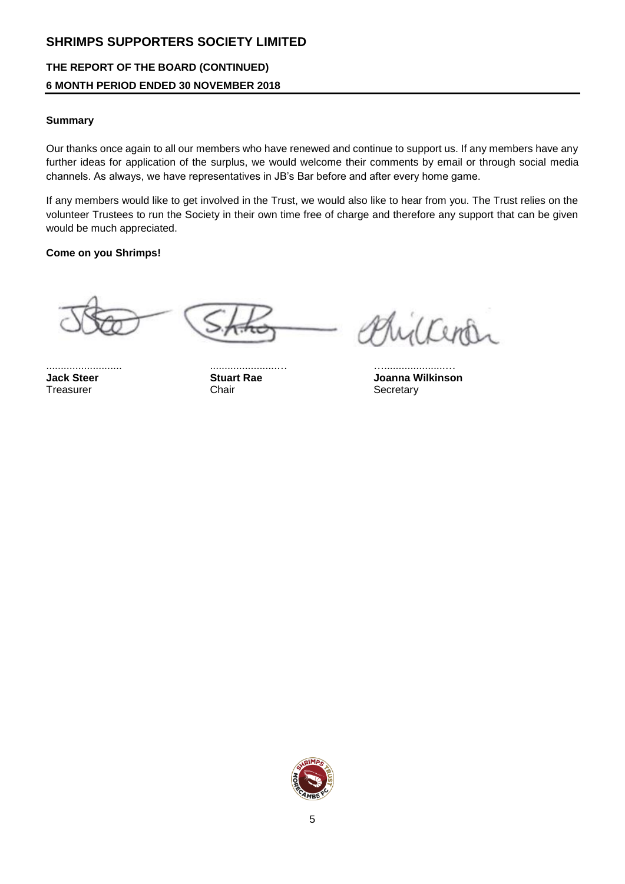# SHRIMPS SUPPORTERS SOCIETY LIMITED

## THE REPORT OF THE BOARD (CONTINUED)

## 6 MONTH PERIOD ENDED 30 NOVEMBER 2018

**Summary**

Our thanks once again to all our members who have renewed and continue to support us. If any members have any further ideas for application of the surplus, we would welcome their comments by email or through social media channels. As always, we have representatives in JB's Bar before and after every home game.

If any members would like to get involved in the Trust, we would also like to hear from you. The Trust relies on the volunteer Trustees to run the Society in their own time free of charge and therefore any support that can be given would be much appreciated.

**Come on you Shrimps!**

| .......................... | .......................... | .......................... |
|---|---|---|
| **Jack Steer** | **Stuart Rae** | **Joanna Wilkinson** |
| Treasurer | Chair | Secretary |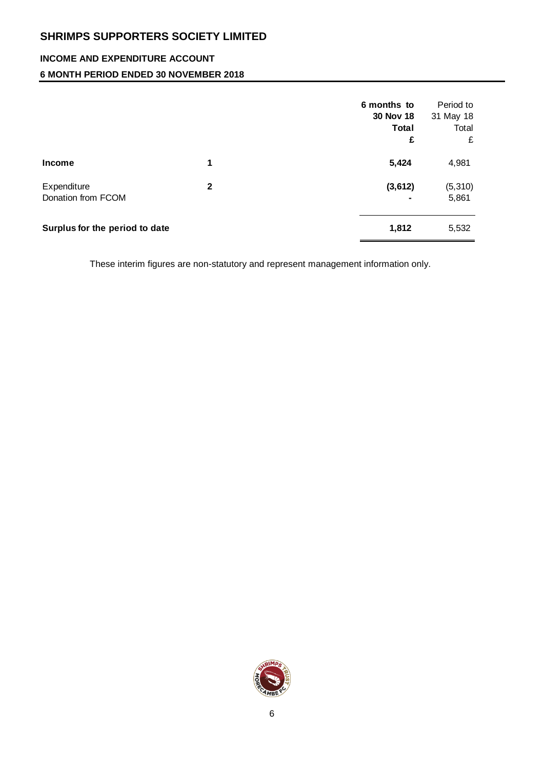# SHRIMPS SUPPORTERS SOCIETY LIMITED

## INCOME AND EXPENDITURE ACCOUNT

### 6 MONTH PERIOD ENDED 30 NOVEMBER 2018

| | | **6 months to 30 Nov 18 Total £** | Period to 31 May 18 Total £ |
|---|---|---|---|
| **Income** | **1** | **5,424** | 4,981 |
| Expenditure | **2** | **(3,612)** | (5,310) |
| Donation from FCOM | | **-** | 5,861 |
| **Surplus for the period to date** | | **1,812** | 5,532 |

These interim figures are non-statutory and represent management information only.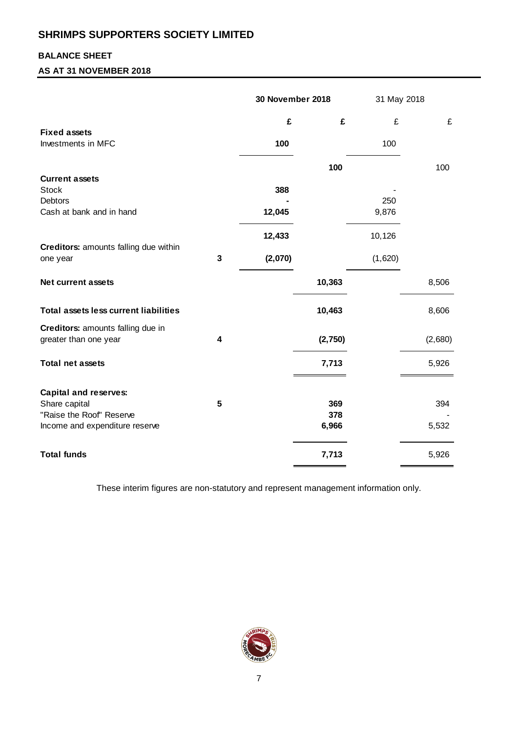# SHRIMPS SUPPORTERS SOCIETY LIMITED

## BALANCE SHEET

### AS AT 31 NOVEMBER 2018

| | | 30 November 2018 | | 31 May 2018 | |
|---|---|---|---|---|---|
| | | £ | £ | £ | £ |
| **Fixed assets** | | | | | |
| Investments in MFC | | 100 | | 100 | |
| | | | 100 | | 100 |
| **Current assets** | | | | | |
| Stock | | 388 | | - | |
| Debtors | | - | | 250 | |
| Cash at bank and in hand | | 12,045 | | 9,876 | |
| | | 12,433 | | 10,126 | |
| **Creditors:** amounts falling due within one year | 3 | (2,070) | | (1,620) | |
| **Net current assets** | | | 10,363 | | 8,506 |
| **Total assets less current liabilities** | | | 10,463 | | 8,606 |
| **Creditors:** amounts falling due in greater than one year | 4 | | (2,750) | | (2,680) |
| **Total net assets** | | | 7,713 | | 5,926 |
| **Capital and reserves:** | | | | | |
| Share capital | 5 | | 369 | | 394 |
| "Raise the Roof" Reserve | | | 378 | | - |
| Income and expenditure reserve | | | 6,966 | | 5,532 |
| **Total funds** | | | 7,713 | | 5,926 |

These interim figures are non-statutory and represent management information only.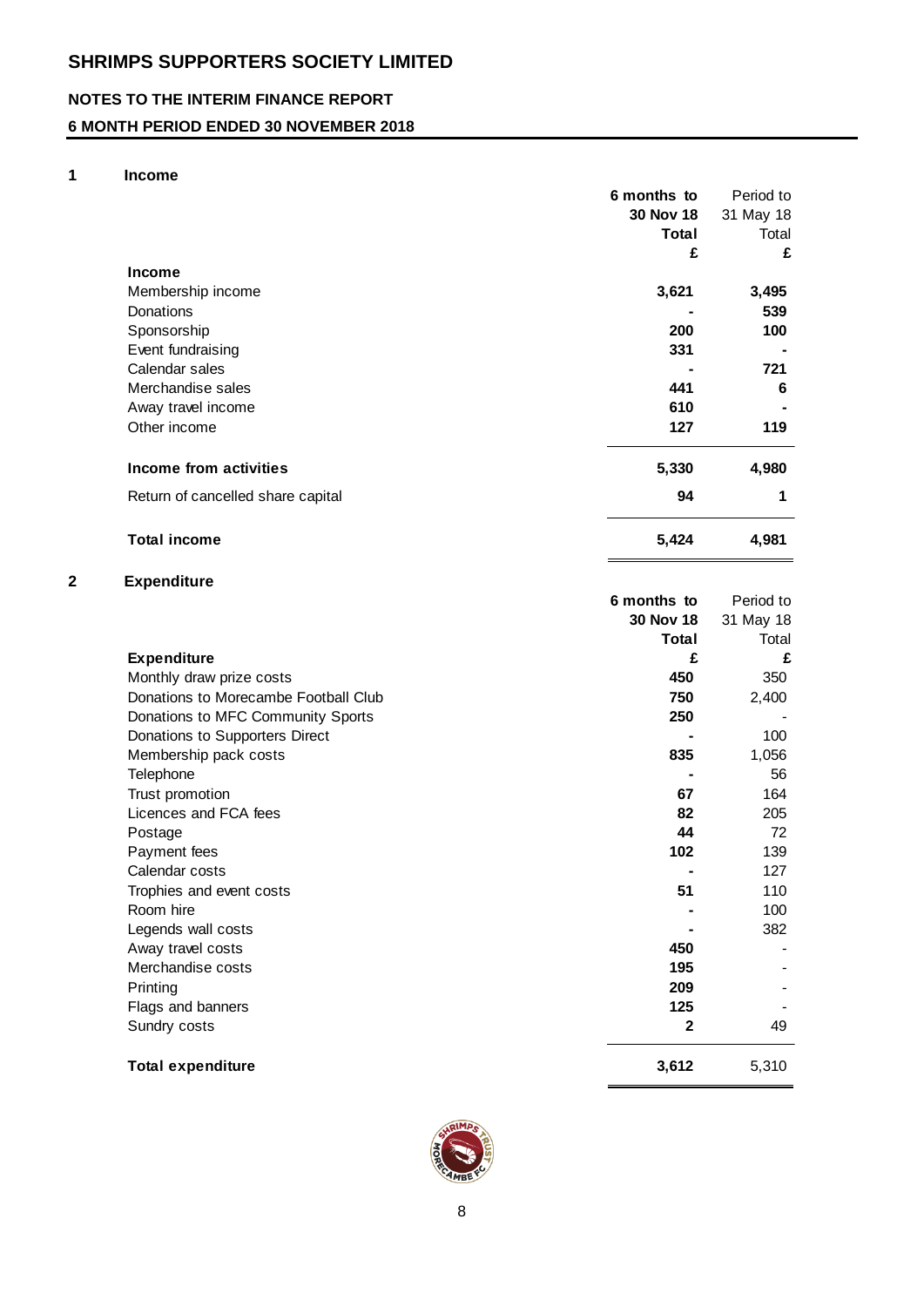# SHRIMPS SUPPORTERS SOCIETY LIMITED

## NOTES TO THE INTERIM FINANCE REPORT

## 6 MONTH PERIOD ENDED 30 NOVEMBER 2018

### 1 Income

| | 6 months to 30 Nov 18 Total £ | Period to 31 May 18 Total £ |
|---|---|---|
| **Income** | | |
| Membership income | 3,621 | 3,495 |
| Donations | - | 539 |
| Sponsorship | 200 | 100 |
| Event fundraising | 331 | - |
| Calendar sales | - | 721 |
| Merchandise sales | 441 | 6 |
| Away travel income | 610 | - |
| Other income | 127 | 119 |
| **Income from activities** | 5,330 | 4,980 |
| Return of cancelled share capital | 94 | 1 |
| **Total income** | 5,424 | 4,981 |

### 2 Expenditure

| | 6 months to 30 Nov 18 Total £ | Period to 31 May 18 Total £ |
|---|---|---|
| **Expenditure** | | |
| Monthly draw prize costs | 450 | 350 |
| Donations to Morecambe Football Club | 750 | 2,400 |
| Donations to MFC Community Sports | 250 | - |
| Donations to Supporters Direct | - | 100 |
| Membership pack costs | 835 | 1,056 |
| Telephone | - | 56 |
| Trust promotion | 67 | 164 |
| Licences and FCA fees | 82 | 205 |
| Postage | 44 | 72 |
| Payment fees | 102 | 139 |
| Calendar costs | - | 127 |
| Trophies and event costs | 51 | 110 |
| Room hire | - | 100 |
| Legends wall costs | - | 382 |
| Away travel costs | 450 | - |
| Merchandise costs | 195 | - |
| Printing | 209 | - |
| Flags and banners | 125 | - |
| Sundry costs | 2 | 49 |
| **Total expenditure** | 3,612 | 5,310 |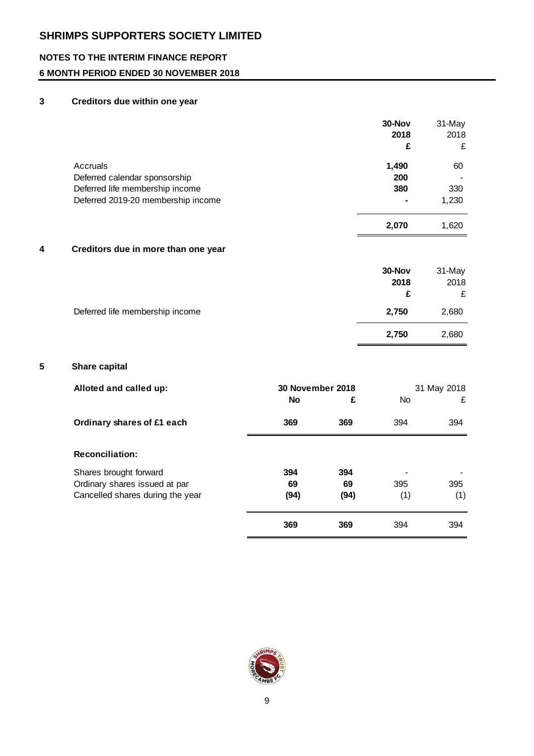# SHRIMPS SUPPORTERS SOCIETY LIMITED

## NOTES TO THE INTERIM FINANCE REPORT

## 6 MONTH PERIOD ENDED 30 NOVEMBER 2018

### 3 Creditors due within one year

| | **30-Nov 2018 £** | 31-May 2018 £ |
|---|---|---|
| Accruals | **1,490** | 60 |
| Deferred calendar sponsorship | **200** | - |
| Deferred life membership income | **380** | 330 |
| Deferred 2019-20 membership income | **-** | 1,230 |
| | **2,070** | 1,620 |

### 4 Creditors due in more than one year

| | **30-Nov 2018 £** | 31-May 2018 £ |
|---|---|---|
| Deferred life membership income | **2,750** | 2,680 |
| | **2,750** | 2,680 |

### 5 Share capital

| **Alloted and called up:** | **30 November 2018** | | 31 May 2018 | |
|---|---|---|---|---|
| | **No** | **£** | No | £ |
| **Ordinary shares of £1 each** | **369** | **369** | 394 | 394 |
| **Reconciliation:** | | | | |
| Shares brought forward | **394** | **394** | - | - |
| Ordinary shares issued at par | **69** | **69** | 395 | 395 |
| Cancelled shares during the year | **(94)** | **(94)** | (1) | (1) |
| | **369** | **369** | 394 | 394 |